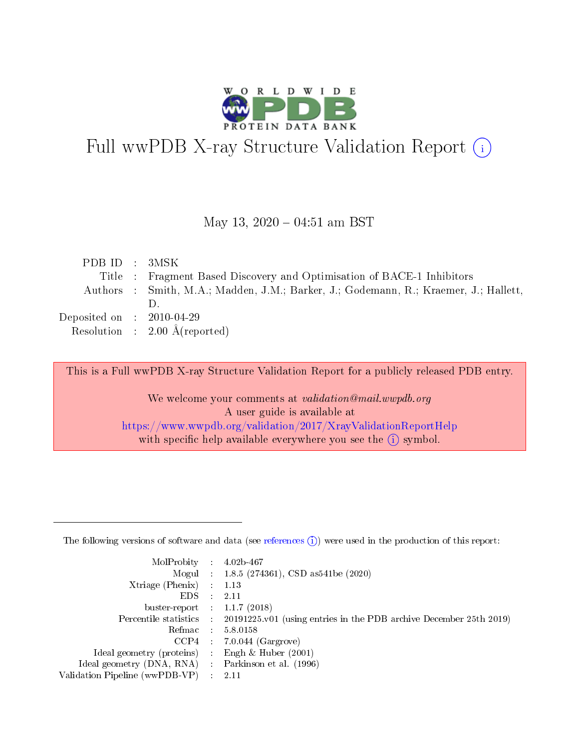# Full wwPDB X-ray Structure Validation Report (i)

May 13, 2020 – 04:51 am BST

| | | |
|---|---|---|
| PDB ID | : | 3MSK |
| Title | : | Fragment Based Discovery and Optimisation of BACE-1 Inhibitors |
| Authors | : | Smith, M.A.; Madden, J.M.; Barker, J.; Godemann, R.; Kraemer, J.; Hallett, D. |
| Deposited on | : | 2010-04-29 |
| Resolution | : | 2.00 Å(reported) |

This is a Full wwPDB X-ray Structure Validation Report for a publicly released PDB entry.

We welcome your comments at *validation@mail.wwpdb.org*
A user guide is available at
https://www.wwpdb.org/validation/2017/XrayValidationReportHelp
with specific help available everywhere you see the (i) symbol.

---

The following versions of software and data (see references (i)) were used in the production of this report:

| | | |
|---|---|---|
| MolProbity | : | 4.02b-467 |
| Mogul | : | 1.8.5 (274361), CSD as541be (2020) |
| Xtriage (Phenix) | : | 1.13 |
| EDS | : | 2.11 |
| buster-report | : | 1.1.7 (2018) |
| Percentile statistics | : | 20191225.v01 (using entries in the PDB archive December 25th 2019) |
| Refmac | : | 5.8.0158 |
| CCP4 | : | 7.0.044 (Gargrove) |
| Ideal geometry (proteins) | : | Engh & Huber (2001) |
| Ideal geometry (DNA, RNA) | : | Parkinson et al. (1996) |
| Validation Pipeline (wwPDB-VP) | : | 2.11 |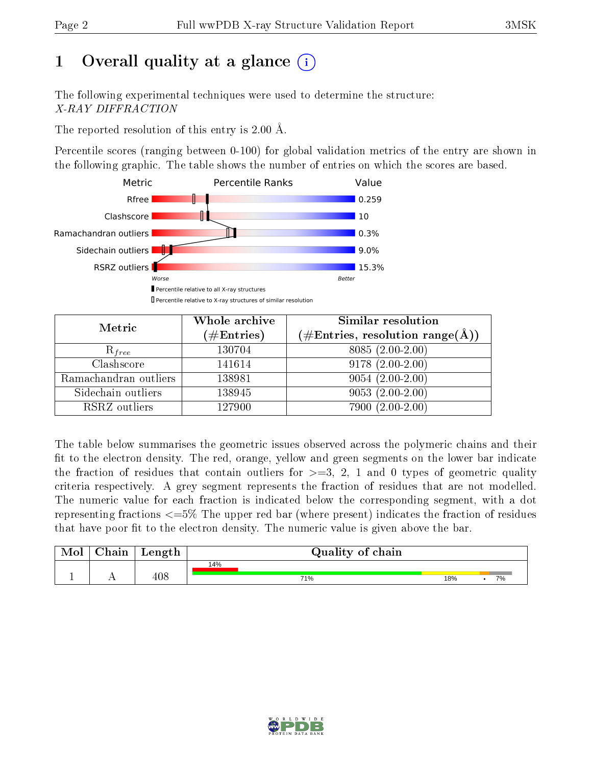# 1 Overall quality at a glance (i)

The following experimental techniques were used to determine the structure:
*X-RAY DIFFRACTION*

The reported resolution of this entry is 2.00 Å.

Percentile scores (ranging between 0-100) for global validation metrics of the entry are shown in the following graphic. The table shows the number of entries on which the scores are based.

| Metric | Value |
|---|---|
| Rfree | 0.259 |
| Clashscore | 10 |
| Ramachandran outliers | 0.3% |
| Sidechain outliers | 9.0% |
| RSRZ outliers | 15.3% |

Worse — Better

▮ Percentile relative to all X-ray structures
▯ Percentile relative to X-ray structures of similar resolution

| Metric | Whole archive (#Entries) | Similar resolution (#Entries, resolution range(Å)) |
|---|---|---|
| $R_{free}$ | 130704 | 8085 (2.00-2.00) |
| Clashscore | 141614 | 9178 (2.00-2.00) |
| Ramachandran outliers | 138981 | 9054 (2.00-2.00) |
| Sidechain outliers | 138945 | 9053 (2.00-2.00) |
| RSRZ outliers | 127900 | 7900 (2.00-2.00) |

The table below summarises the geometric issues observed across the polymeric chains and their fit to the electron density. The red, orange, yellow and green segments on the lower bar indicate the fraction of residues that contain outliers for >=3, 2, 1 and 0 types of geometric quality criteria respectively. A grey segment represents the fraction of residues that are not modelled. The numeric value for each fraction is indicated below the corresponding segment, with a dot representing fractions <=5% The upper red bar (where present) indicates the fraction of residues that have poor fit to the electron density. The numeric value is given above the bar.

| Mol | Chain | Length | Quality of chain |
|---|---|---|---|
| 1 | A | 408 | 14% (poor fit); 71% · 18% · • · 7% |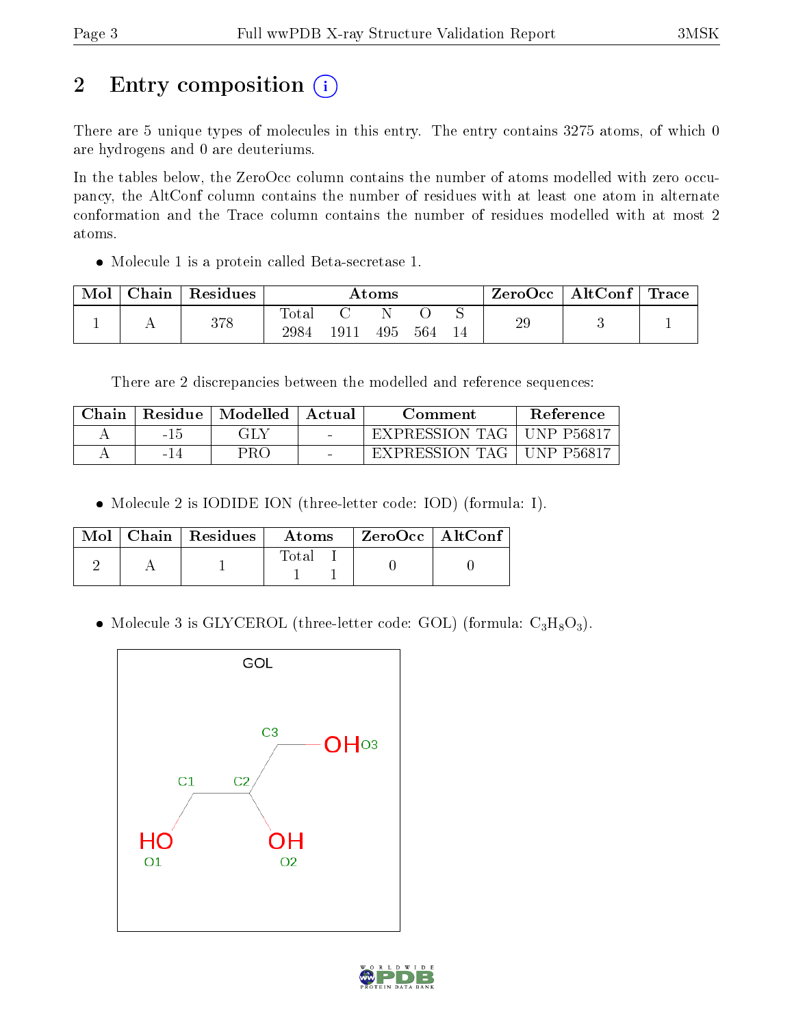# 2 Entry composition

There are 5 unique types of molecules in this entry. The entry contains 3275 atoms, of which 0 are hydrogens and 0 are deuteriums.

In the tables below, the ZeroOcc column contains the number of atoms modelled with zero occupancy, the AltConf column contains the number of residues with at least one atom in alternate conformation and the Trace column contains the number of residues modelled with at most 2 atoms.

- Molecule 1 is a protein called Beta-secretase 1.

| Mol | Chain | Residues | Atoms | | | | | ZeroOcc | AltConf | Trace |
|---|---|---|---|---|---|---|---|---|---|---|
| 1 | A | 378 | Total | C | N | O | S | 29 | 3 | 1 |
| | | | 2984 | 1911 | 495 | 564 | 14 | | | |

There are 2 discrepancies between the modelled and reference sequences:

| Chain | Residue | Modelled | Actual | Comment | Reference |
|---|---|---|---|---|---|
| A | -15 | GLY | - | EXPRESSION TAG | UNP P56817 |
| A | -14 | PRO | - | EXPRESSION TAG | UNP P56817 |

- Molecule 2 is IODIDE ION (three-letter code: IOD) (formula: I).

| Mol | Chain | Residues | Atoms | | ZeroOcc | AltConf |
|---|---|---|---|---|---|---|
| 2 | A | 1 | Total | I | 0 | 0 |
| | | | 1 | 1 | | |

- Molecule 3 is GLYCEROL (three-letter code: GOL) (formula: $C_3H_8O_3$).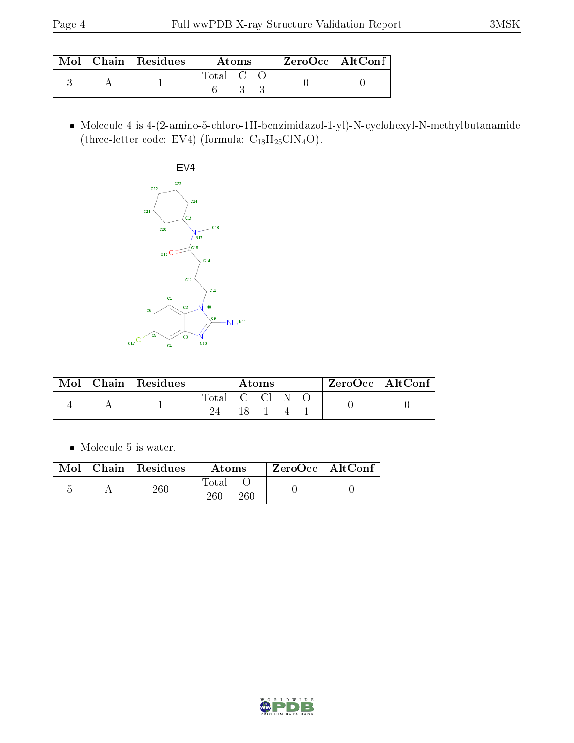| Mol | Chain | Residues | Atoms | | | ZeroOcc | AltConf |
|---|---|---|---|---|---|---|---|
| | | | Total | C | O | | |
| 3 | A | 1 | 6 | 3 | 3 | 0 | 0 |

- Molecule 4 is 4-(2-amino-5-chloro-1H-benzimidazol-1-yl)-N-cyclohexyl-N-methylbutanamide (three-letter code: EV4) (formula: $C_{18}H_{25}ClN_4O$).

| Mol | Chain | Residues | Atoms | | | | | ZeroOcc | AltConf |
|---|---|---|---|---|---|---|---|---|---|
| | | | Total | C | Cl | N | O | | |
| 4 | A | 1 | 24 | 18 | 1 | 4 | 1 | 0 | 0 |

- Molecule 5 is water.

| Mol | Chain | Residues | Atoms | | ZeroOcc | AltConf |
|---|---|---|---|---|---|---|
| | | | Total | O | | |
| 5 | A | 260 | 260 | 260 | 0 | 0 |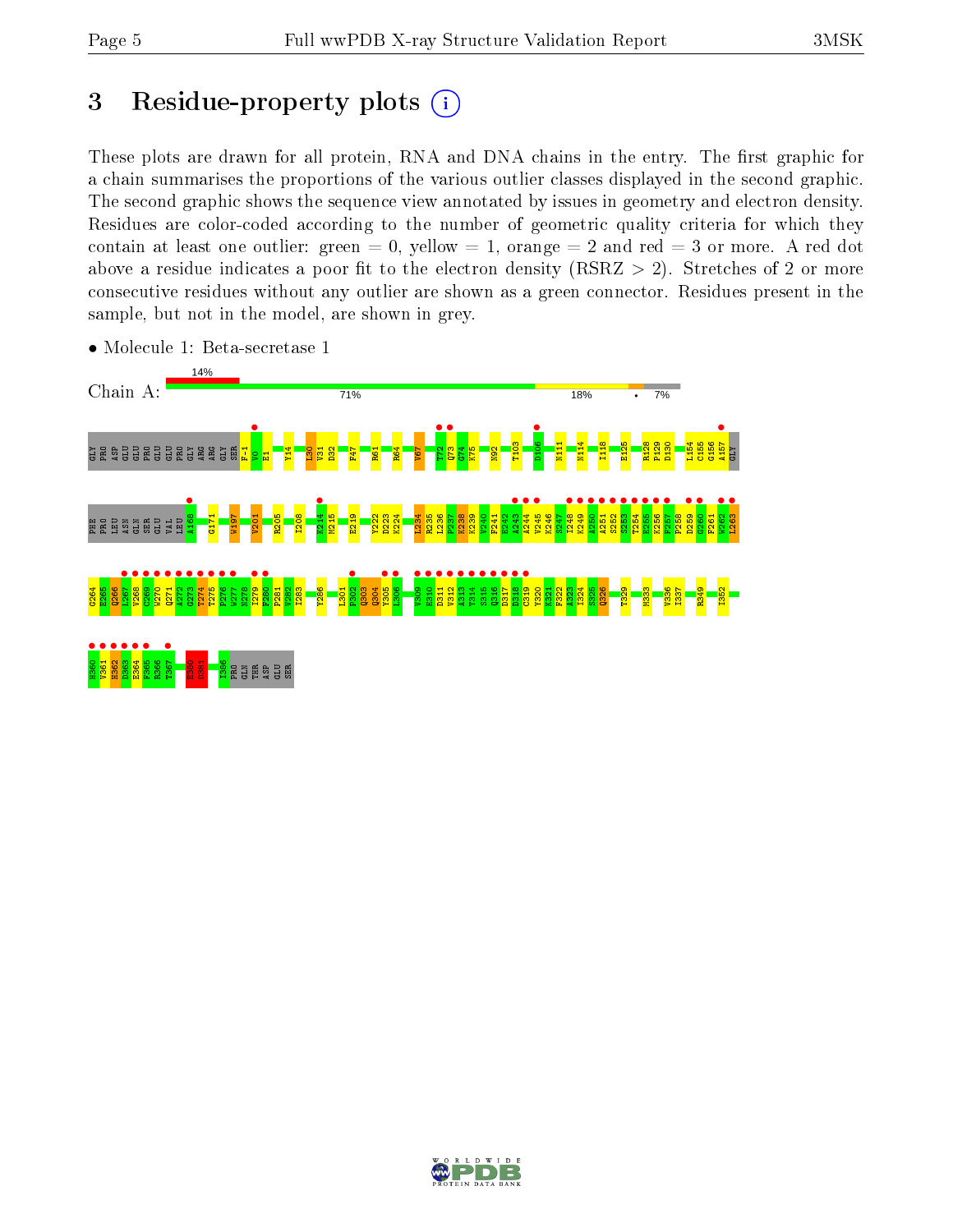# 3 Residue-property plots

These plots are drawn for all protein, RNA and DNA chains in the entry. The first graphic for a chain summarises the proportions of the various outlier classes displayed in the second graphic. The second graphic shows the sequence view annotated by issues in geometry and electron density. Residues are color-coded according to the number of geometric quality criteria for which they contain at least one outlier: green = 0, yellow = 1, orange = 2 and red = 3 or more. A red dot above a residue indicates a poor fit to the electron density (RSRZ > 2). Stretches of 2 or more consecutive residues without any outlier are shown as a green connector. Residues present in the sample, but not in the model, are shown in grey.

- Molecule 1: Beta-secretase 1

Chain A: 14% | 71% | 18% | • | 7%

GLY PRO ASP GLU GLU PRO GLU GLU PRO GLY ARG ARG GLY SER F-1 V0 E1 Y14 L30 V31 D32 F47 R61 R64 V67 T72 Q73 G74 K75 N92 T103 D106 N111 N114 I118 E125 R128 P129 D130 I154 C155 G156 A157 GLY

PHE PRO LEU ASN GLN SER GLU VAL LEU A168 G171 W197 V201 R205 I208 K214 M215 E219 Y222 D223 K224 L234 R235 L236 P237 K238 K239 V240 F241 E242 A243 A244 V245 K246 S247 I248 K249 A250 A251 S252 S253 T254 E255 K256 F257 P258 D259 G260 F261 W262 L263

G264 E265 Q266 L267 V268 C269 W270 Q271 A272 G273 T274 T275 P276 W277 N278 I279 F280 P281 V282 I283 Y286 I301 F302 Q303 Q304 Y305 L306 V309 E310 D311 V312 K313 T314 S315 Q316 D317 D318 C319 Y320 K321 F322 A323 I324 S325 Q326 T329 M333 V336 I337 R349 I352

H360 V361 H362 D363 E364 F365 R366 T367 E380 D381 I386 PRO GLN THR ASP GLU SER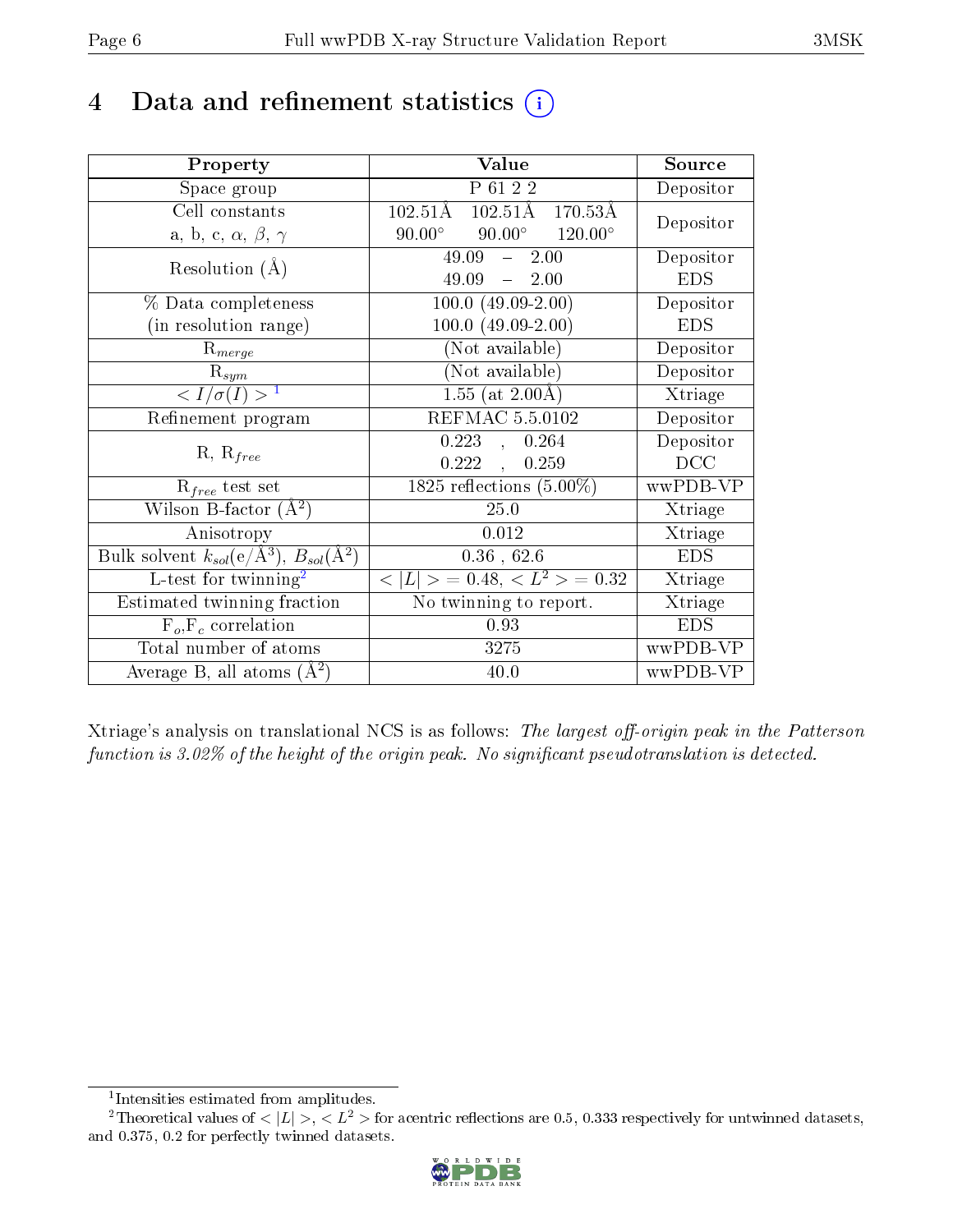# 4 Data and refinement statistics (i)

| Property | Value | Source |
|---|---|---|
| Space group | P 61 2 2 | Depositor |
| Cell constants<br>a, b, c, $\alpha$, $\beta$, $\gamma$ | 102.51Å 102.51Å 170.53Å<br>90.00° 90.00° 120.00° | Depositor |
| Resolution (Å) | 49.09 – 2.00<br>49.09 – 2.00 | Depositor<br>EDS |
| % Data completeness<br>(in resolution range) | 100.0 (49.09-2.00)<br>100.0 (49.09-2.00) | Depositor<br>EDS |
| $R_{merge}$ | (Not available) | Depositor |
| $R_{sym}$ | (Not available) | Depositor |
| $< I/\sigma(I) >$ [1] | 1.55 (at 2.00Å) | Xtriage |
| Refinement program | REFMAC 5.5.0102 | Depositor |
| R, $R_{free}$ | 0.223 , 0.264<br>0.222 , 0.259 | Depositor<br>DCC |
| $R_{free}$ test set | 1825 reflections (5.00%) | wwPDB-VP |
| Wilson B-factor (Å$^2$) | 25.0 | Xtriage |
| Anisotropy | 0.012 | Xtriage |
| Bulk solvent $k_{sol}$(e/Å$^3$), $B_{sol}$(Å$^2$) | 0.36 , 62.6 | EDS |
| L-test for twinning[2] | $< \|L\| >$ = 0.48, $< L^2 >$ = 0.32 | Xtriage |
| Estimated twinning fraction | No twinning to report. | Xtriage |
| $F_o$,$F_c$ correlation | 0.93 | EDS |
| Total number of atoms | 3275 | wwPDB-VP |
| Average B, all atoms (Å$^2$) | 40.0 | wwPDB-VP |

Xtriage's analysis on translational NCS is as follows: *The largest off-origin peak in the Patterson function is 3.02% of the height of the origin peak. No significant pseudotranslation is detected.*

[1] Intensities estimated from amplitudes.

[2] Theoretical values of $< |L| >$, $< L^2 >$ for acentric reflections are 0.5, 0.333 respectively for untwinned datasets, and 0.375, 0.2 for perfectly twinned datasets.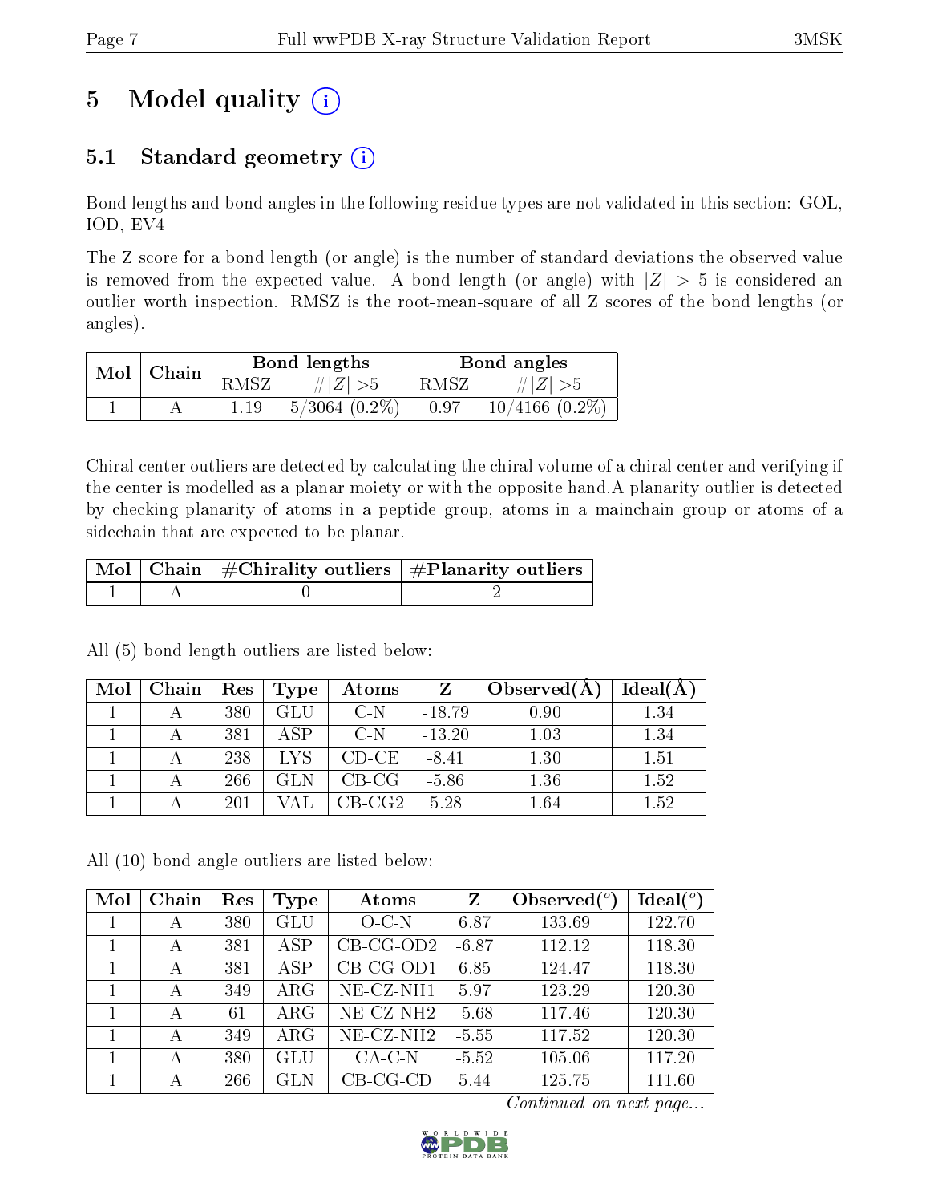# 5 Model quality (i)

## 5.1 Standard geometry (i)

Bond lengths and bond angles in the following residue types are not validated in this section: GOL, IOD, EV4

The Z score for a bond length (or angle) is the number of standard deviations the observed value is removed from the expected value. A bond length (or angle) with $|Z| > 5$ is considered an outlier worth inspection. RMSZ is the root-mean-square of all Z scores of the bond lengths (or angles).

| Mol | Chain | Bond lengths | | Bond angles | |
|---|---|---|---|---|---|
| | | RMSZ | #\|Z\| >5 | RMSZ | #\|Z\| >5 |
| 1 | A | 1.19 | 5/3064 (0.2%) | 0.97 | 10/4166 (0.2%) |

Chiral center outliers are detected by calculating the chiral volume of a chiral center and verifying if the center is modelled as a planar moiety or with the opposite hand.A planarity outlier is detected by checking planarity of atoms in a peptide group, atoms in a mainchain group or atoms of a sidechain that are expected to be planar.

| Mol | Chain | #Chirality outliers | #Planarity outliers |
|---|---|---|---|
| 1 | A | 0 | 2 |

All (5) bond length outliers are listed below:

| Mol | Chain | Res | Type | Atoms | Z | Observed(Å) | Ideal(Å) |
|---|---|---|---|---|---|---|---|
| 1 | A | 380 | GLU | C-N | -18.79 | 0.90 | 1.34 |
| 1 | A | 381 | ASP | C-N | -13.20 | 1.03 | 1.34 |
| 1 | A | 238 | LYS | CD-CE | -8.41 | 1.30 | 1.51 |
| 1 | A | 266 | GLN | CB-CG | -5.86 | 1.36 | 1.52 |
| 1 | A | 201 | VAL | CB-CG2 | 5.28 | 1.64 | 1.52 |

All (10) bond angle outliers are listed below:

| Mol | Chain | Res | Type | Atoms | Z | Observed($^o$) | Ideal($^o$) |
|---|---|---|---|---|---|---|---|
| 1 | A | 380 | GLU | O-C-N | 6.87 | 133.69 | 122.70 |
| 1 | A | 381 | ASP | CB-CG-OD2 | -6.87 | 112.12 | 118.30 |
| 1 | A | 381 | ASP | CB-CG-OD1 | 6.85 | 124.47 | 118.30 |
| 1 | A | 349 | ARG | NE-CZ-NH1 | 5.97 | 123.29 | 120.30 |
| 1 | A | 61 | ARG | NE-CZ-NH2 | -5.68 | 117.46 | 120.30 |
| 1 | A | 349 | ARG | NE-CZ-NH2 | -5.55 | 117.52 | 120.30 |
| 1 | A | 380 | GLU | CA-C-N | -5.52 | 105.06 | 117.20 |
| 1 | A | 266 | GLN | CB-CG-CD | 5.44 | 125.75 | 111.60 |

*Continued on next page...*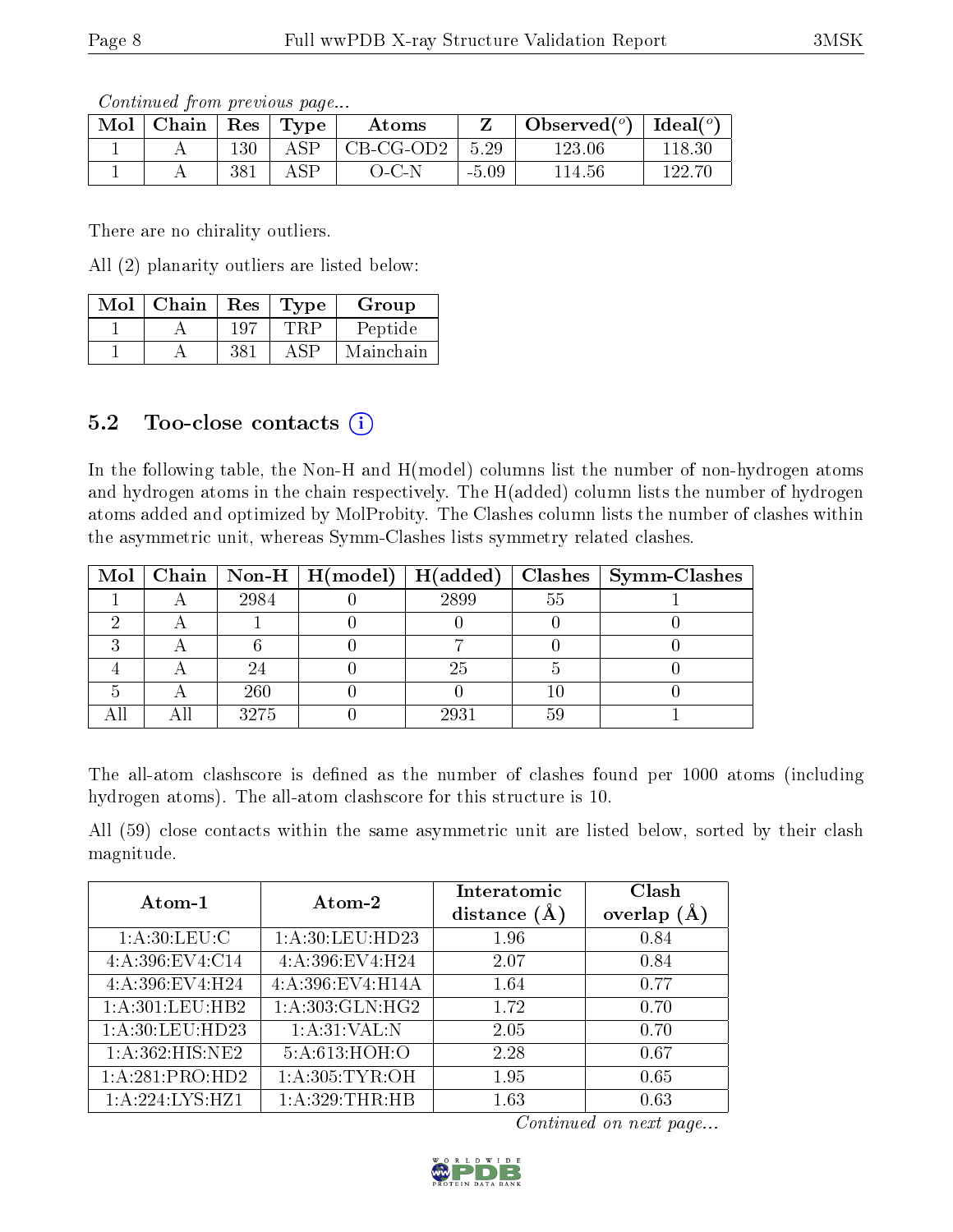*Continued from previous page...*

| Mol | Chain | Res | Type | Atoms | Z | Observed(°) | Ideal(°) |
|---|---|---|---|---|---|---|---|
| 1 | A | 130 | ASP | CB-CG-OD2 | 5.29 | 123.06 | 118.30 |
| 1 | A | 381 | ASP | O-C-N | -5.09 | 114.56 | 122.70 |

There are no chirality outliers.

All (2) planarity outliers are listed below:

| Mol | Chain | Res | Type | Group |
|---|---|---|---|---|
| 1 | A | 197 | TRP | Peptide |
| 1 | A | 381 | ASP | Mainchain |

## 5.2 Too-close contacts

In the following table, the Non-H and H(model) columns list the number of non-hydrogen atoms and hydrogen atoms in the chain respectively. The H(added) column lists the number of hydrogen atoms added and optimized by MolProbity. The Clashes column lists the number of clashes within the asymmetric unit, whereas Symm-Clashes lists symmetry related clashes.

| Mol | Chain | Non-H | H(model) | H(added) | Clashes | Symm-Clashes |
|---|---|---|---|---|---|---|
| 1 | A | 2984 | 0 | 2899 | 55 | 1 |
| 2 | A | 1 | 0 | 0 | 0 | 0 |
| 3 | A | 6 | 0 | 7 | 0 | 0 |
| 4 | A | 24 | 0 | 25 | 5 | 0 |
| 5 | A | 260 | 0 | 0 | 10 | 0 |
| All | All | 3275 | 0 | 2931 | 59 | 1 |

The all-atom clashscore is defined as the number of clashes found per 1000 atoms (including hydrogen atoms). The all-atom clashscore for this structure is 10.

All (59) close contacts within the same asymmetric unit are listed below, sorted by their clash magnitude.

| Atom-1 | Atom-2 | Interatomic distance (Å) | Clash overlap (Å) |
|---|---|---|---|
| 1:A:30:LEU:C | 1:A:30:LEU:HD23 | 1.96 | 0.84 |
| 4:A:396:EV4:C14 | 4:A:396:EV4:H24 | 2.07 | 0.84 |
| 4:A:396:EV4:H24 | 4:A:396:EV4:H14A | 1.64 | 0.77 |
| 1:A:301:LEU:HB2 | 1:A:303:GLN:HG2 | 1.72 | 0.70 |
| 1:A:30:LEU:HD23 | 1:A:31:VAL:N | 2.05 | 0.70 |
| 1:A:362:HIS:NE2 | 5:A:613:HOH:O | 2.28 | 0.67 |
| 1:A:281:PRO:HD2 | 1:A:305:TYR:OH | 1.95 | 0.65 |
| 1:A:224:LYS:HZ1 | 1:A:329:THR:HB | 1.63 | 0.63 |

*Continued on next page...*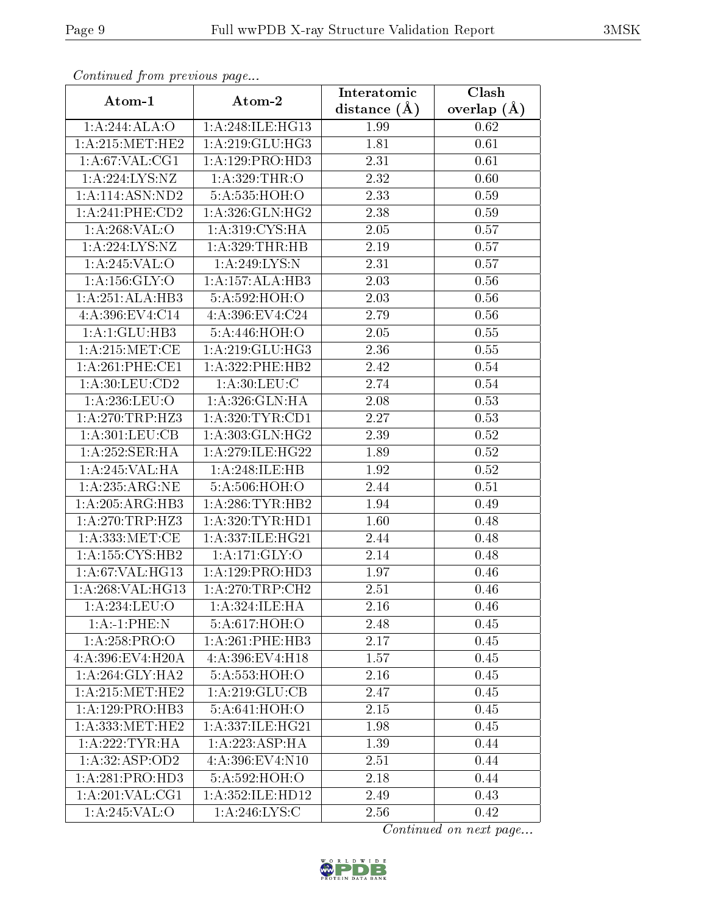*Continued from previous page...*

| Atom-1 | Atom-2 | Interatomic distance (Å) | Clash overlap (Å) |
| --- | --- | --- | --- |
| 1:A:244:ALA:O | 1:A:248:ILE:HG13 | 1.99 | 0.62 |
| 1:A:215:MET:HE2 | 1:A:219:GLU:HG3 | 1.81 | 0.61 |
| 1:A:67:VAL:CG1 | 1:A:129:PRO:HD3 | 2.31 | 0.61 |
| 1:A:224:LYS:NZ | 1:A:329:THR:O | 2.32 | 0.60 |
| 1:A:114:ASN:ND2 | 5:A:535:HOH:O | 2.33 | 0.59 |
| 1:A:241:PHE:CD2 | 1:A:326:GLN:HG2 | 2.38 | 0.59 |
| 1:A:268:VAL:O | 1:A:319:CYS:HA | 2.05 | 0.57 |
| 1:A:224:LYS:NZ | 1:A:329:THR:HB | 2.19 | 0.57 |
| 1:A:245:VAL:O | 1:A:249:LYS:N | 2.31 | 0.57 |
| 1:A:156:GLY:O | 1:A:157:ALA:HB3 | 2.03 | 0.56 |
| 1:A:251:ALA:HB3 | 5:A:592:HOH:O | 2.03 | 0.56 |
| 4:A:396:EV4:C14 | 4:A:396:EV4:C24 | 2.79 | 0.56 |
| 1:A:1:GLU:HB3 | 5:A:446:HOH:O | 2.05 | 0.55 |
| 1:A:215:MET:CE | 1:A:219:GLU:HG3 | 2.36 | 0.55 |
| 1:A:261:PHE:CE1 | 1:A:322:PHE:HB2 | 2.42 | 0.54 |
| 1:A:30:LEU:CD2 | 1:A:30:LEU:C | 2.74 | 0.54 |
| 1:A:236:LEU:O | 1:A:326:GLN:HA | 2.08 | 0.53 |
| 1:A:270:TRP:HZ3 | 1:A:320:TYR:CD1 | 2.27 | 0.53 |
| 1:A:301:LEU:CB | 1:A:303:GLN:HG2 | 2.39 | 0.52 |
| 1:A:252:SER:HA | 1:A:279:ILE:HG22 | 1.89 | 0.52 |
| 1:A:245:VAL:HA | 1:A:248:ILE:HB | 1.92 | 0.52 |
| 1:A:235:ARG:NE | 5:A:506:HOH:O | 2.44 | 0.51 |
| 1:A:205:ARG:HB3 | 1:A:286:TYR:HB2 | 1.94 | 0.49 |
| 1:A:270:TRP:HZ3 | 1:A:320:TYR:HD1 | 1.60 | 0.48 |
| 1:A:333:MET:CE | 1:A:337:ILE:HG21 | 2.44 | 0.48 |
| 1:A:155:CYS:HB2 | 1:A:171:GLY:O | 2.14 | 0.48 |
| 1:A:67:VAL:HG13 | 1:A:129:PRO:HD3 | 1.97 | 0.46 |
| 1:A:268:VAL:HG13 | 1:A:270:TRP:CH2 | 2.51 | 0.46 |
| 1:A:234:LEU:O | 1:A:324:ILE:HA | 2.16 | 0.46 |
| 1:A:-1:PHE:N | 5:A:617:HOH:O | 2.48 | 0.45 |
| 1:A:258:PRO:O | 1:A:261:PHE:HB3 | 2.17 | 0.45 |
| 4:A:396:EV4:H20A | 4:A:396:EV4:H18 | 1.57 | 0.45 |
| 1:A:264:GLY:HA2 | 5:A:553:HOH:O | 2.16 | 0.45 |
| 1:A:215:MET:HE2 | 1:A:219:GLU:CB | 2.47 | 0.45 |
| 1:A:129:PRO:HB3 | 5:A:641:HOH:O | 2.15 | 0.45 |
| 1:A:333:MET:HE2 | 1:A:337:ILE:HG21 | 1.98 | 0.45 |
| 1:A:222:TYR:HA | 1:A:223:ASP:HA | 1.39 | 0.44 |
| 1:A:32:ASP:OD2 | 4:A:396:EV4:N10 | 2.51 | 0.44 |
| 1:A:281:PRO:HD3 | 5:A:592:HOH:O | 2.18 | 0.44 |
| 1:A:201:VAL:CG1 | 1:A:352:ILE:HD12 | 2.49 | 0.43 |
| 1:A:245:VAL:O | 1:A:246:LYS:C | 2.56 | 0.42 |

*Continued on next page...*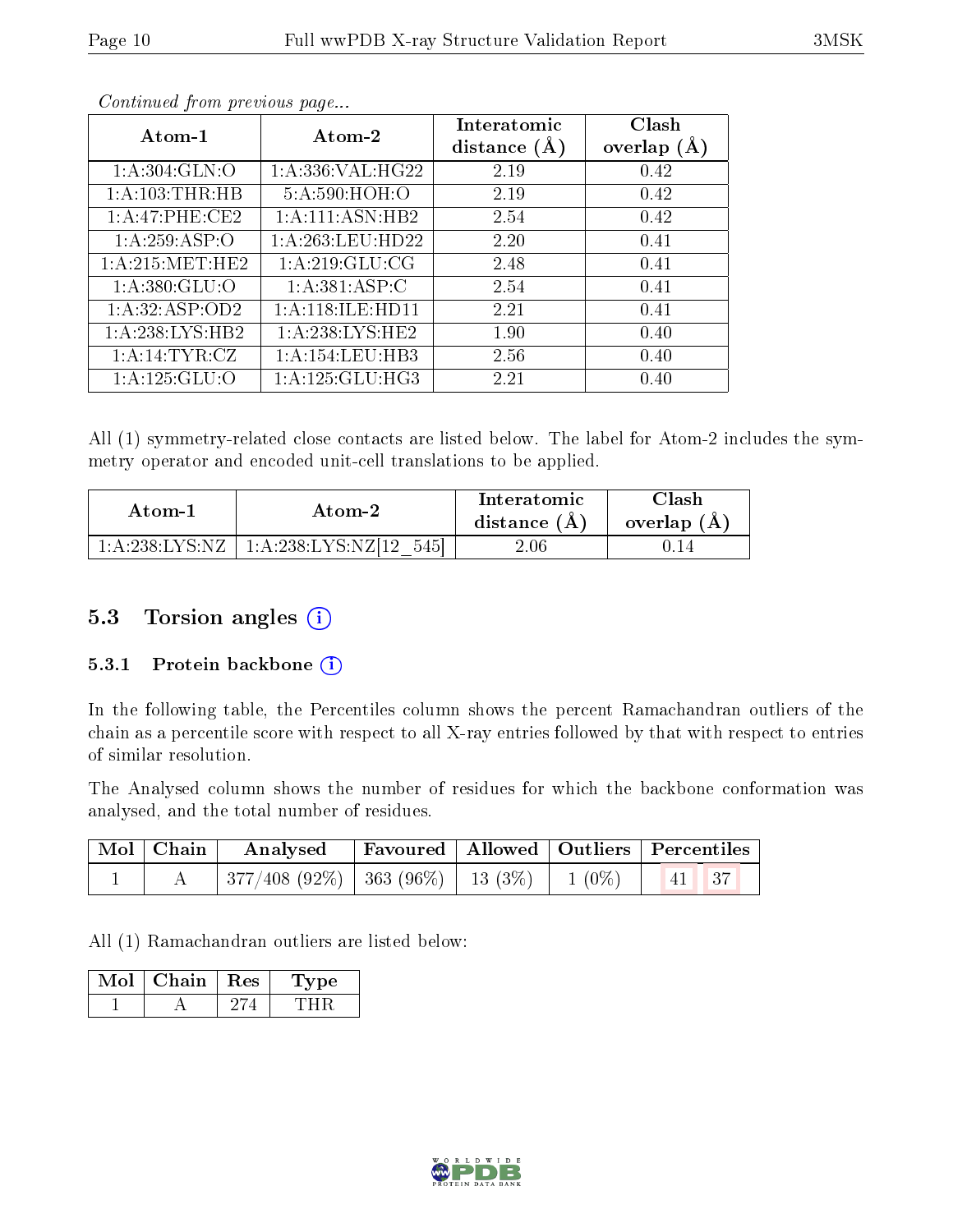*Continued from previous page...*

| Atom-1 | Atom-2 | Interatomic distance (Å) | Clash overlap (Å) |
|---|---|---|---|
| 1:A:304:GLN:O | 1:A:336:VAL:HG22 | 2.19 | 0.42 |
| 1:A:103:THR:HB | 5:A:590:HOH:O | 2.19 | 0.42 |
| 1:A:47:PHE:CE2 | 1:A:111:ASN:HB2 | 2.54 | 0.42 |
| 1:A:259:ASP:O | 1:A:263:LEU:HD22 | 2.20 | 0.41 |
| 1:A:215:MET:HE2 | 1:A:219:GLU:CG | 2.48 | 0.41 |
| 1:A:380:GLU:O | 1:A:381:ASP:C | 2.54 | 0.41 |
| 1:A:32:ASP:OD2 | 1:A:118:ILE:HD11 | 2.21 | 0.41 |
| 1:A:238:LYS:HB2 | 1:A:238:LYS:HE2 | 1.90 | 0.40 |
| 1:A:14:TYR:CZ | 1:A:154:LEU:HB3 | 2.56 | 0.40 |
| 1:A:125:GLU:O | 1:A:125:GLU:HG3 | 2.21 | 0.40 |

All (1) symmetry-related close contacts are listed below. The label for Atom-2 includes the symmetry operator and encoded unit-cell translations to be applied.

| Atom-1 | Atom-2 | Interatomic distance (Å) | Clash overlap (Å) |
|---|---|---|---|
| 1:A:238:LYS:NZ | 1:A:238:LYS:NZ[12_545] | 2.06 | 0.14 |

## 5.3 Torsion angles

### 5.3.1 Protein backbone

In the following table, the Percentiles column shows the percent Ramachandran outliers of the chain as a percentile score with respect to all X-ray entries followed by that with respect to entries of similar resolution.

The Analysed column shows the number of residues for which the backbone conformation was analysed, and the total number of residues.

| Mol | Chain | Analysed | Favoured | Allowed | Outliers | Percentiles | |
|---|---|---|---|---|---|---|---|
| 1 | A | 377/408 (92%) | 363 (96%) | 13 (3%) | 1 (0%) | 41 | 37 |

All (1) Ramachandran outliers are listed below:

| Mol | Chain | Res | Type |
|---|---|---|---|
| 1 | A | 274 | THR |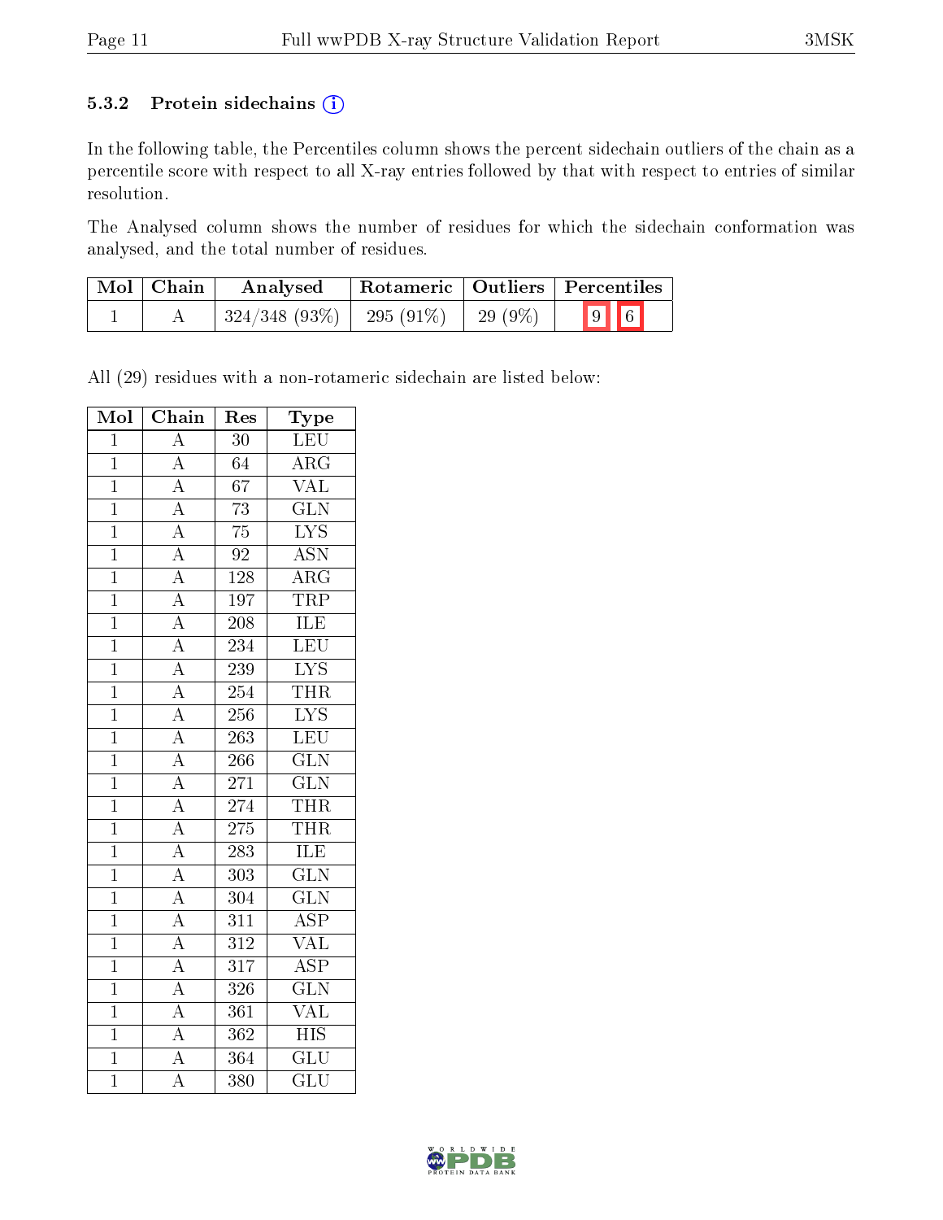### 5.3.2 Protein sidechains

In the following table, the Percentiles column shows the percent sidechain outliers of the chain as a percentile score with respect to all X-ray entries followed by that with respect to entries of similar resolution.

The Analysed column shows the number of residues for which the sidechain conformation was analysed, and the total number of residues.

| Mol | Chain | Analysed | Rotameric | Outliers | Percentiles | |
|---|---|---|---|---|---|---|
| 1 | A | 324/348 (93%) | 295 (91%) | 29 (9%) | 9 | 6 |

All (29) residues with a non-rotameric sidechain are listed below:

| Mol | Chain | Res | Type |
|---|---|---|---|
| 1 | A | 30 | LEU |
| 1 | A | 64 | ARG |
| 1 | A | 67 | VAL |
| 1 | A | 73 | GLN |
| 1 | A | 75 | LYS |
| 1 | A | 92 | ASN |
| 1 | A | 128 | ARG |
| 1 | A | 197 | TRP |
| 1 | A | 208 | ILE |
| 1 | A | 234 | LEU |
| 1 | A | 239 | LYS |
| 1 | A | 254 | THR |
| 1 | A | 256 | LYS |
| 1 | A | 263 | LEU |
| 1 | A | 266 | GLN |
| 1 | A | 271 | GLN |
| 1 | A | 274 | THR |
| 1 | A | 275 | THR |
| 1 | A | 283 | ILE |
| 1 | A | 303 | GLN |
| 1 | A | 304 | GLN |
| 1 | A | 311 | ASP |
| 1 | A | 312 | VAL |
| 1 | A | 317 | ASP |
| 1 | A | 326 | GLN |
| 1 | A | 361 | VAL |
| 1 | A | 362 | HIS |
| 1 | A | 364 | GLU |
| 1 | A | 380 | GLU |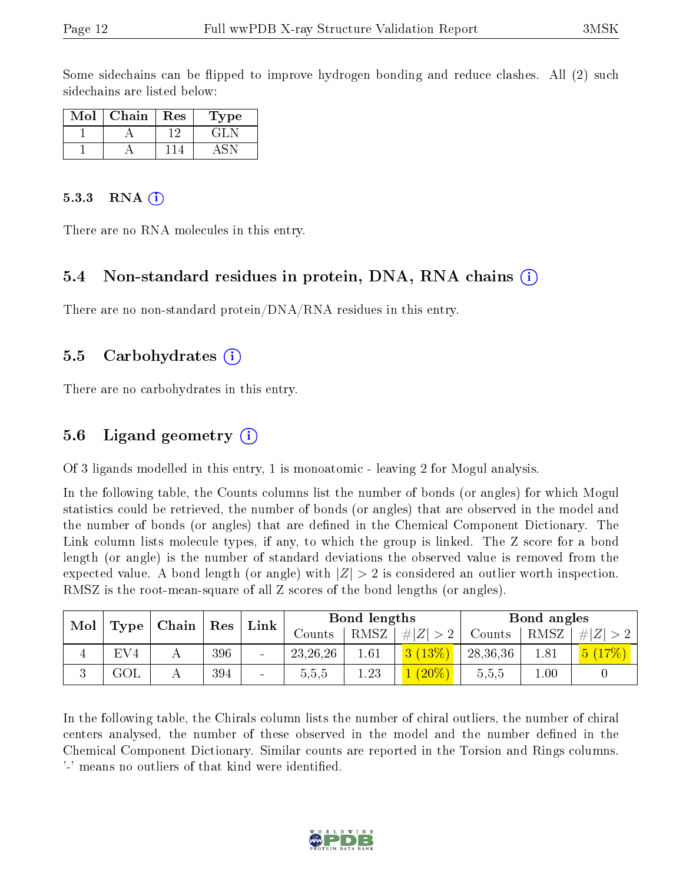Some sidechains can be flipped to improve hydrogen bonding and reduce clashes. All (2) such sidechains are listed below:

| Mol | Chain | Res | Type |
|---|---|---|---|
| 1 | A | 12 | GLN |
| 1 | A | 114 | ASN |

#### 5.3.3 RNA (i)

There are no RNA molecules in this entry.

### 5.4 Non-standard residues in protein, DNA, RNA chains (i)

There are no non-standard protein/DNA/RNA residues in this entry.

### 5.5 Carbohydrates (i)

There are no carbohydrates in this entry.

### 5.6 Ligand geometry (i)

Of 3 ligands modelled in this entry, 1 is monoatomic - leaving 2 for Mogul analysis.

In the following table, the Counts columns list the number of bonds (or angles) for which Mogul statistics could be retrieved, the number of bonds (or angles) that are observed in the model and the number of bonds (or angles) that are defined in the Chemical Component Dictionary. The Link column lists molecule types, if any, to which the group is linked. The Z score for a bond length (or angle) is the number of standard deviations the observed value is removed from the expected value. A bond length (or angle) with $|Z| > 2$ is considered an outlier worth inspection. RMSZ is the root-mean-square of all Z scores of the bond lengths (or angles).

| Mol | Type | Chain | Res | Link | Bond lengths | | | Bond angles | | |
|---|---|---|---|---|---|---|---|---|---|---|
| | | | | | Counts | RMSZ | $\#\|Z\| > 2$ | Counts | RMSZ | $\#\|Z\| > 2$ |
| 4 | EV4 | A | 396 | - | 23,26,26 | 1.61 | 3 (13%) | 28,36,36 | 1.81 | 5 (17%) |
| 3 | GOL | A | 394 | - | 5,5,5 | 1.23 | 1 (20%) | 5,5,5 | 1.00 | 0 |

In the following table, the Chirals column lists the number of chiral outliers, the number of chiral centers analysed, the number of these observed in the model and the number defined in the Chemical Component Dictionary. Similar counts are reported in the Torsion and Rings columns. '-' means no outliers of that kind were identified.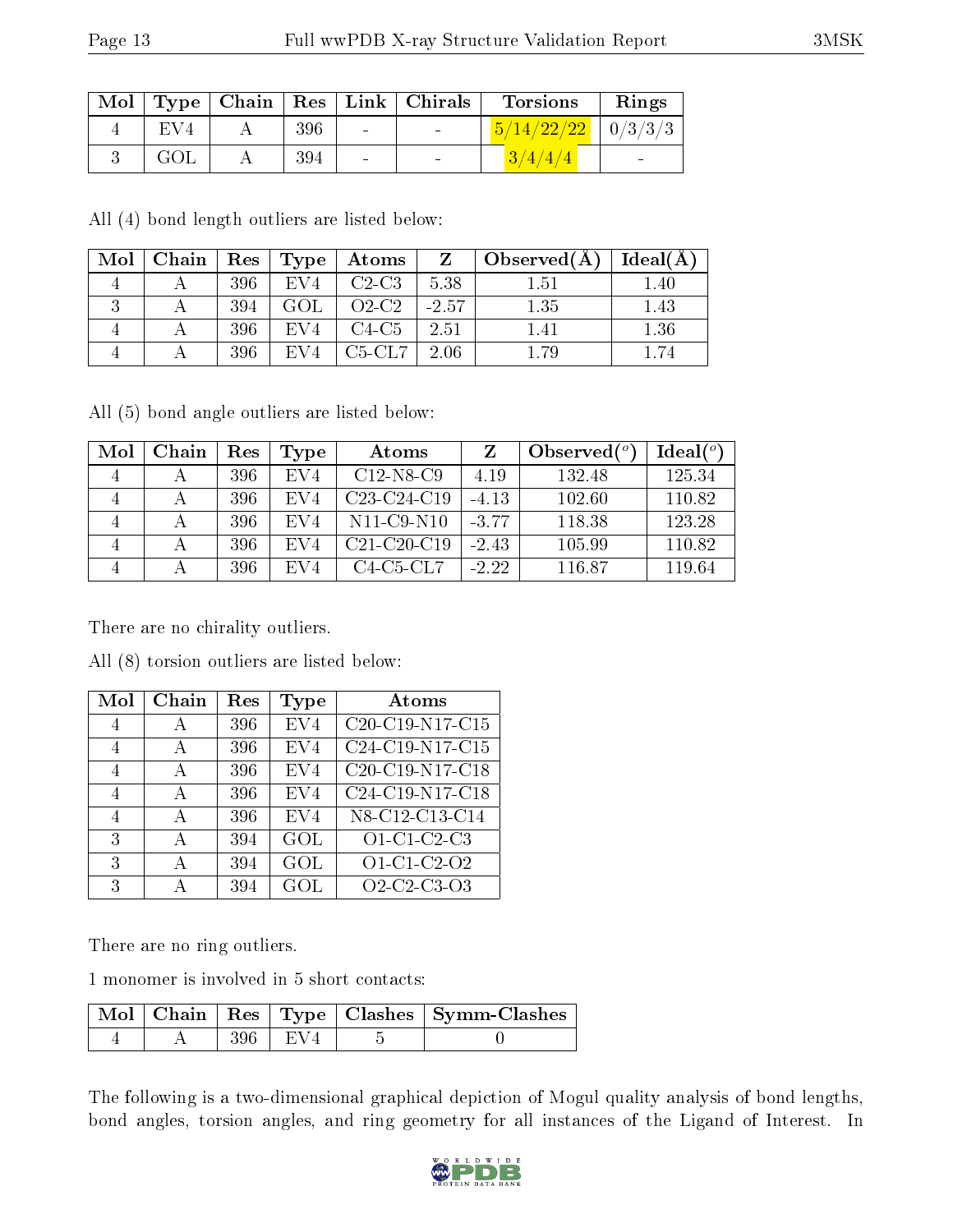| Mol | Type | Chain | Res | Link | Chirals | Torsions | Rings |
|---|---|---|---|---|---|---|---|
| 4 | EV4 | A | 396 | - | - | 5/14/22/22 | 0/3/3/3 |
| 3 | GOL | A | 394 | - | - | 3/4/4/4 | - |

All (4) bond length outliers are listed below:

| Mol | Chain | Res | Type | Atoms | Z | Observed(Å) | Ideal(Å) |
|---|---|---|---|---|---|---|---|
| 4 | A | 396 | EV4 | C2-C3 | 5.38 | 1.51 | 1.40 |
| 3 | A | 394 | GOL | O2-C2 | -2.57 | 1.35 | 1.43 |
| 4 | A | 396 | EV4 | C4-C5 | 2.51 | 1.41 | 1.36 |
| 4 | A | 396 | EV4 | C5-CL7 | 2.06 | 1.79 | 1.74 |

All (5) bond angle outliers are listed below:

| Mol | Chain | Res | Type | Atoms | Z | Observed($^o$) | Ideal($^o$) |
|---|---|---|---|---|---|---|---|
| 4 | A | 396 | EV4 | C12-N8-C9 | 4.19 | 132.48 | 125.34 |
| 4 | A | 396 | EV4 | C23-C24-C19 | -4.13 | 102.60 | 110.82 |
| 4 | A | 396 | EV4 | N11-C9-N10 | -3.77 | 118.38 | 123.28 |
| 4 | A | 396 | EV4 | C21-C20-C19 | -2.43 | 105.99 | 110.82 |
| 4 | A | 396 | EV4 | C4-C5-CL7 | -2.22 | 116.87 | 119.64 |

There are no chirality outliers.

All (8) torsion outliers are listed below:

| Mol | Chain | Res | Type | Atoms |
|---|---|---|---|---|
| 4 | A | 396 | EV4 | C20-C19-N17-C15 |
| 4 | A | 396 | EV4 | C24-C19-N17-C15 |
| 4 | A | 396 | EV4 | C20-C19-N17-C18 |
| 4 | A | 396 | EV4 | C24-C19-N17-C18 |
| 4 | A | 396 | EV4 | N8-C12-C13-C14 |
| 3 | A | 394 | GOL | O1-C1-C2-C3 |
| 3 | A | 394 | GOL | O1-C1-C2-O2 |
| 3 | A | 394 | GOL | O2-C2-C3-O3 |

There are no ring outliers.

1 monomer is involved in 5 short contacts:

| Mol | Chain | Res | Type | Clashes | Symm-Clashes |
|---|---|---|---|---|---|
| 4 | A | 396 | EV4 | 5 | 0 |

The following is a two-dimensional graphical depiction of Mogul quality analysis of bond lengths, bond angles, torsion angles, and ring geometry for all instances of the Ligand of Interest. In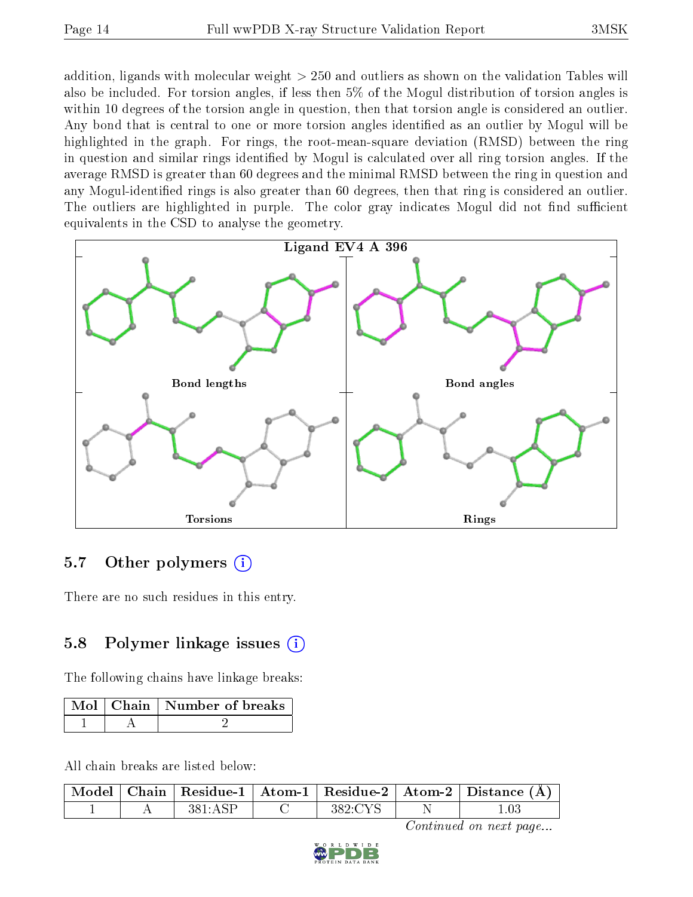addition, ligands with molecular weight > 250 and outliers as shown on the validation Tables will also be included. For torsion angles, if less then 5% of the Mogul distribution of torsion angles is within 10 degrees of the torsion angle in question, then that torsion angle is considered an outlier. Any bond that is central to one or more torsion angles identified as an outlier by Mogul will be highlighted in the graph. For rings, the root-mean-square deviation (RMSD) between the ring in question and similar rings identified by Mogul is calculated over all ring torsion angles. If the average RMSD is greater than 60 degrees and the minimal RMSD between the ring in question and any Mogul-identified rings is also greater than 60 degrees, then that ring is considered an outlier. The outliers are highlighted in purple. The color gray indicates Mogul did not find sufficient equivalents in the CSD to analyse the geometry.

Ligand EV4 A 396

Bond lengths

Bond angles

Torsions

Rings

## 5.7 Other polymers

There are no such residues in this entry.

## 5.8 Polymer linkage issues

The following chains have linkage breaks:

| Mol | Chain | Number of breaks |
|---|---|---|
| 1 | A | 2 |

All chain breaks are listed below:

| Model | Chain | Residue-1 | Atom-1 | Residue-2 | Atom-2 | Distance (Å) |
|---|---|---|---|---|---|---|
| 1 | A | 381:ASP | C | 382:CYS | N | 1.03 |

*Continued on next page...*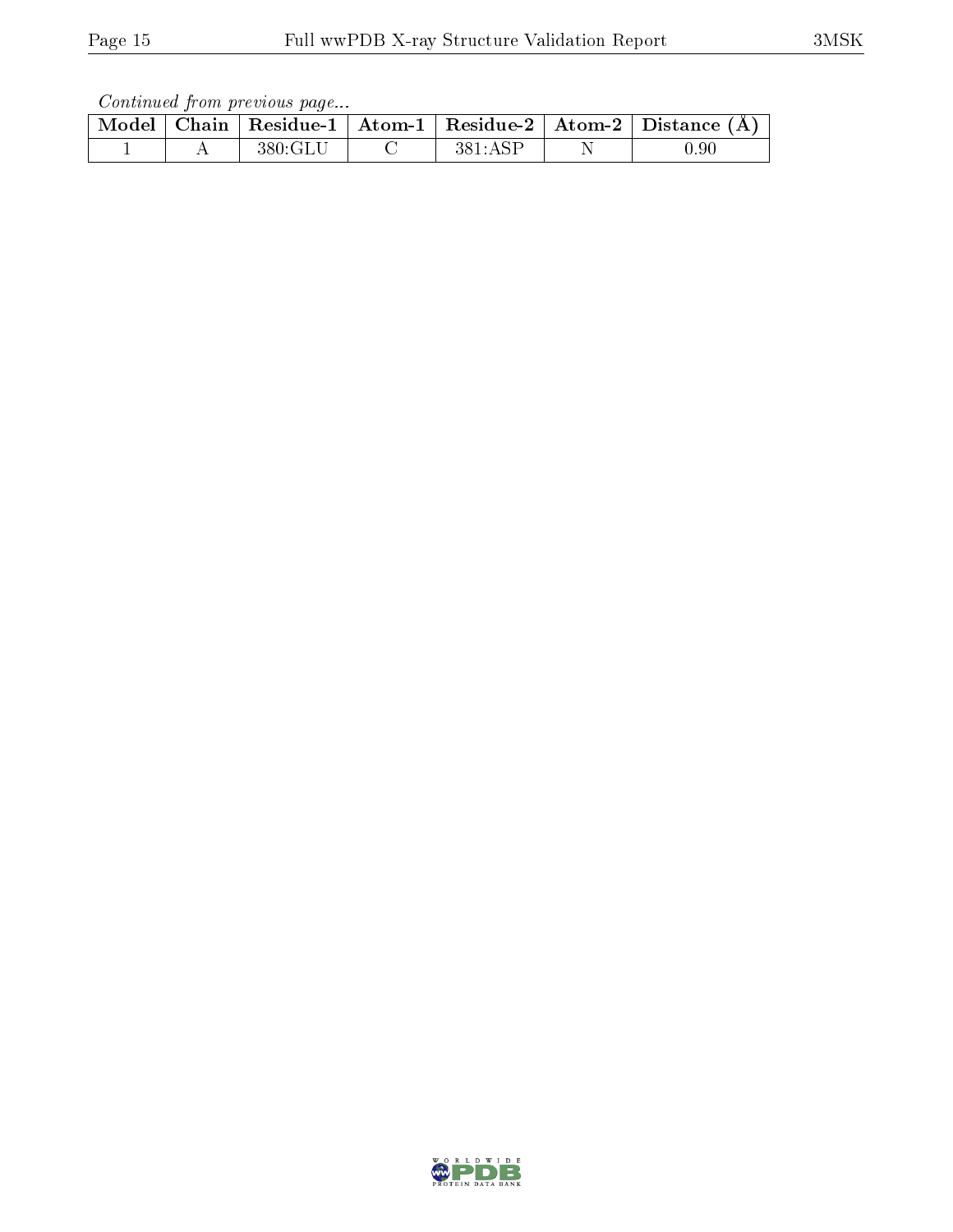*Continued from previous page...*

| Model | Chain | Residue-1 | Atom-1 | Residue-2 | Atom-2 | Distance (Å) |
|---|---|---|---|---|---|---|
| 1 | A | 380:GLU | C | 381:ASP | N | 0.90 |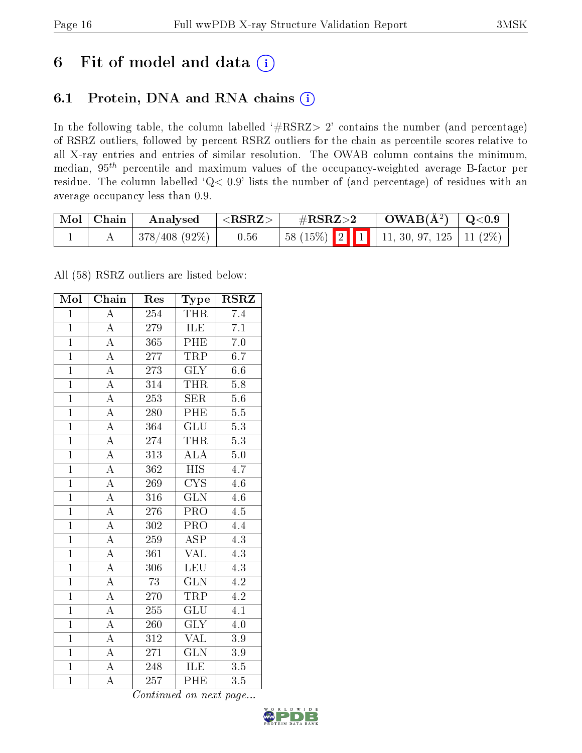# 6 Fit of model and data

## 6.1 Protein, DNA and RNA chains

In the following table, the column labelled '#RSRZ> 2' contains the number (and percentage) of RSRZ outliers, followed by percent RSRZ outliers for the chain as percentile scores relative to all X-ray entries and entries of similar resolution. The OWAB column contains the minimum, median, $95^{th}$ percentile and maximum values of the occupancy-weighted average B-factor per residue. The column labelled 'Q< 0.9' lists the number of (and percentage) of residues with an average occupancy less than 0.9.

| Mol | Chain | Analysed | <RSRZ> | #RSRZ>2 | | | OWAB(Å$^2$) | Q<0.9 |
|---|---|---|---|---|---|---|---|---|
| 1 | A | 378/408 (92%) | 0.56 | 58 (15%) | 2 | 1 | 11, 30, 97, 125 | 11 (2%) |

All (58) RSRZ outliers are listed below:

| Mol | Chain | Res | Type | RSRZ |
|---|---|---|---|---|
| 1 | A | 254 | THR | 7.4 |
| 1 | A | 279 | ILE | 7.1 |
| 1 | A | 365 | PHE | 7.0 |
| 1 | A | 277 | TRP | 6.7 |
| 1 | A | 273 | GLY | 6.6 |
| 1 | A | 314 | THR | 5.8 |
| 1 | A | 253 | SER | 5.6 |
| 1 | A | 280 | PHE | 5.5 |
| 1 | A | 364 | GLU | 5.3 |
| 1 | A | 274 | THR | 5.3 |
| 1 | A | 313 | ALA | 5.0 |
| 1 | A | 362 | HIS | 4.7 |
| 1 | A | 269 | CYS | 4.6 |
| 1 | A | 316 | GLN | 4.6 |
| 1 | A | 276 | PRO | 4.5 |
| 1 | A | 302 | PRO | 4.4 |
| 1 | A | 259 | ASP | 4.3 |
| 1 | A | 361 | VAL | 4.3 |
| 1 | A | 306 | LEU | 4.3 |
| 1 | A | 73 | GLN | 4.2 |
| 1 | A | 270 | TRP | 4.2 |
| 1 | A | 255 | GLU | 4.1 |
| 1 | A | 260 | GLY | 4.0 |
| 1 | A | 312 | VAL | 3.9 |
| 1 | A | 271 | GLN | 3.9 |
| 1 | A | 248 | ILE | 3.5 |
| 1 | A | 257 | PHE | 3.5 |

*Continued on next page...*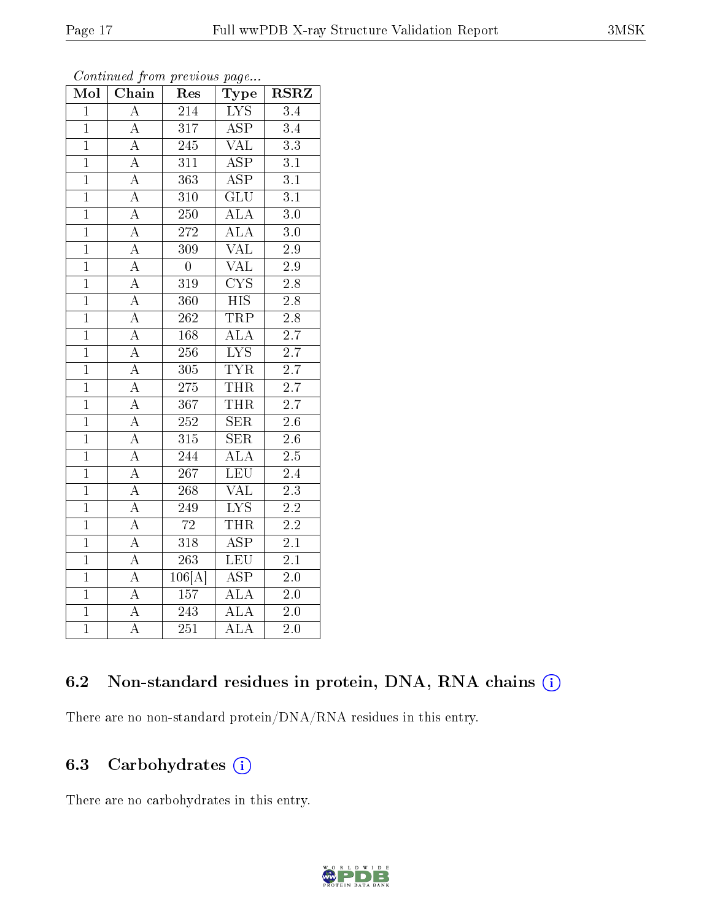*Continued from previous page...*

| Mol | Chain | Res | Type | RSRZ |
|---|---|---|---|---|
| 1 | A | 214 | LYS | 3.4 |
| 1 | A | 317 | ASP | 3.4 |
| 1 | A | 245 | VAL | 3.3 |
| 1 | A | 311 | ASP | 3.1 |
| 1 | A | 363 | ASP | 3.1 |
| 1 | A | 310 | GLU | 3.1 |
| 1 | A | 250 | ALA | 3.0 |
| 1 | A | 272 | ALA | 3.0 |
| 1 | A | 309 | VAL | 2.9 |
| 1 | A | 0 | VAL | 2.9 |
| 1 | A | 319 | CYS | 2.8 |
| 1 | A | 360 | HIS | 2.8 |
| 1 | A | 262 | TRP | 2.8 |
| 1 | A | 168 | ALA | 2.7 |
| 1 | A | 256 | LYS | 2.7 |
| 1 | A | 305 | TYR | 2.7 |
| 1 | A | 275 | THR | 2.7 |
| 1 | A | 367 | THR | 2.7 |
| 1 | A | 252 | SER | 2.6 |
| 1 | A | 315 | SER | 2.6 |
| 1 | A | 244 | ALA | 2.5 |
| 1 | A | 267 | LEU | 2.4 |
| 1 | A | 268 | VAL | 2.3 |
| 1 | A | 249 | LYS | 2.2 |
| 1 | A | 72 | THR | 2.2 |
| 1 | A | 318 | ASP | 2.1 |
| 1 | A | 263 | LEU | 2.1 |
| 1 | A | 106[A] | ASP | 2.0 |
| 1 | A | 157 | ALA | 2.0 |
| 1 | A | 243 | ALA | 2.0 |
| 1 | A | 251 | ALA | 2.0 |

### 6.2 Non-standard residues in protein, DNA, RNA chains

There are no non-standard protein/DNA/RNA residues in this entry.

### 6.3 Carbohydrates

There are no carbohydrates in this entry.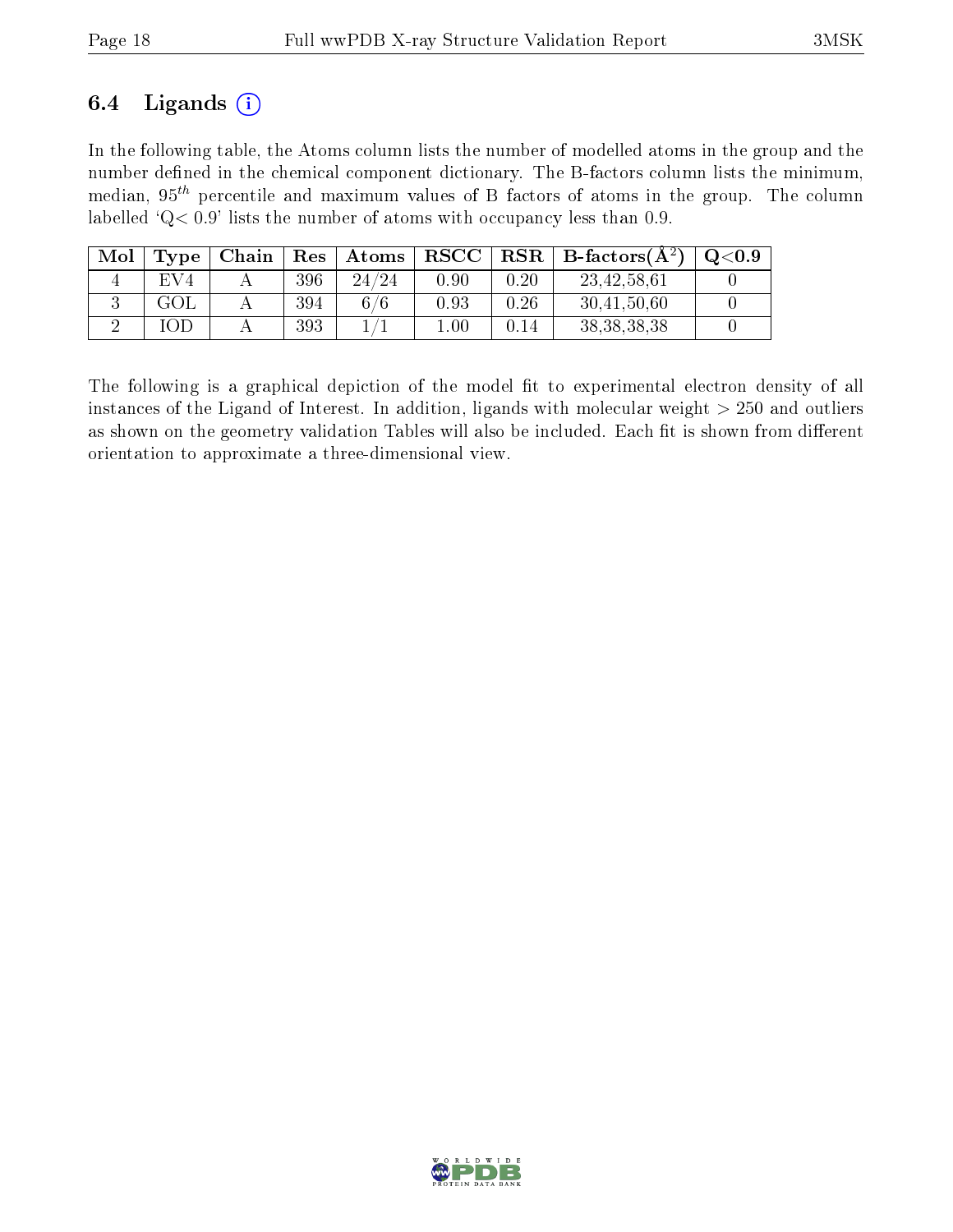### 6.4 Ligands ⓘ

In the following table, the Atoms column lists the number of modelled atoms in the group and the number defined in the chemical component dictionary. The B-factors column lists the minimum, median, $95^{th}$ percentile and maximum values of B factors of atoms in the group. The column labelled 'Q< 0.9' lists the number of atoms with occupancy less than 0.9.

| Mol | Type | Chain | Res | Atoms | RSCC | RSR | B-factors(Å$^2$) | Q<0.9 |
|---|---|---|---|---|---|---|---|---|
| 4 | EV4 | A | 396 | 24/24 | 0.90 | 0.20 | 23,42,58,61 | 0 |
| 3 | GOL | A | 394 | 6/6 | 0.93 | 0.26 | 30,41,50,60 | 0 |
| 2 | IOD | A | 393 | 1/1 | 1.00 | 0.14 | 38,38,38,38 | 0 |

The following is a graphical depiction of the model fit to experimental electron density of all instances of the Ligand of Interest. In addition, ligands with molecular weight > 250 and outliers as shown on the geometry validation Tables will also be included. Each fit is shown from different orientation to approximate a three-dimensional view.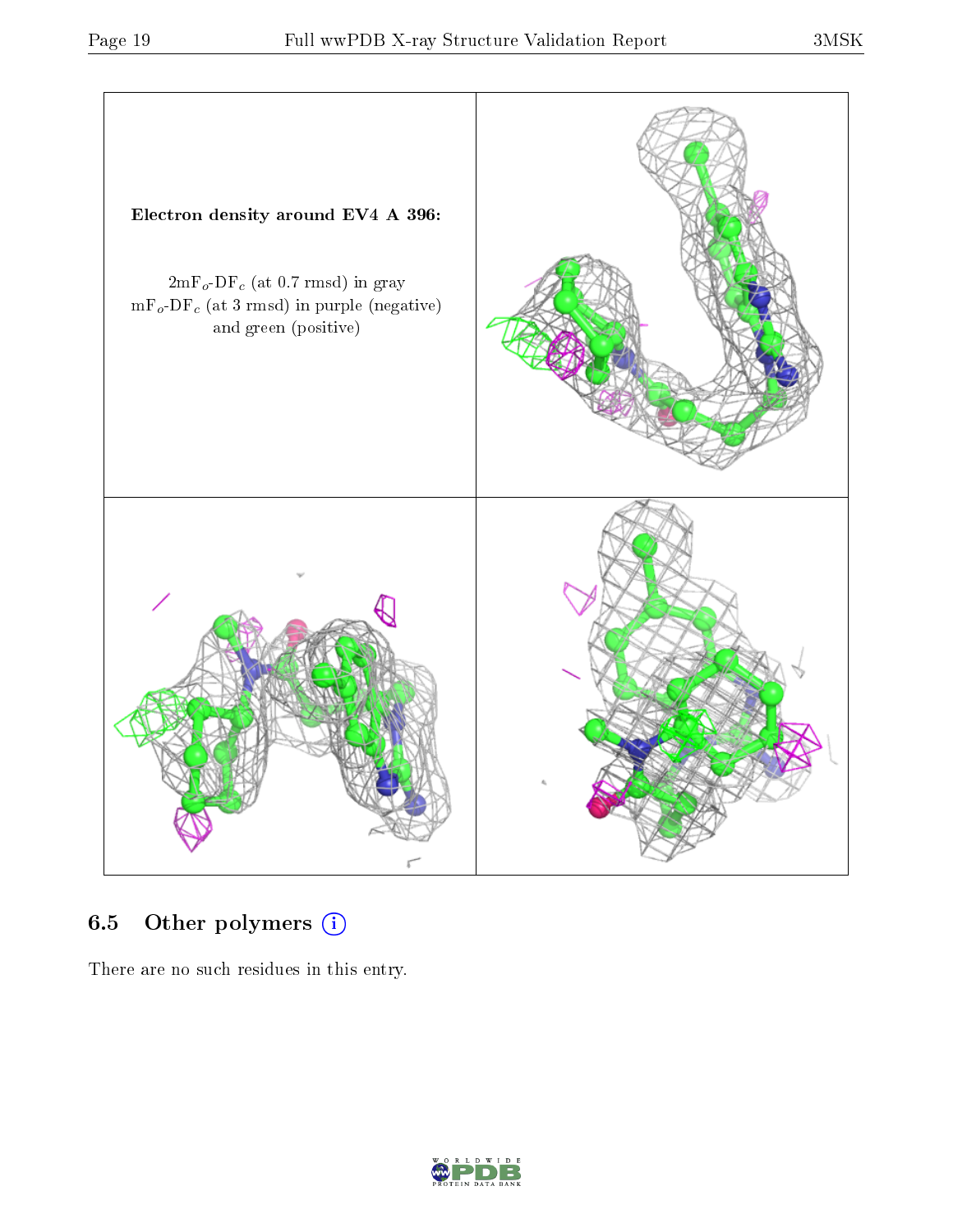**Electron density around EV4 A 396:**

$2mF_o$-$DF_c$ (at 0.7 rmsd) in gray
$mF_o$-$DF_c$ (at 3 rmsd) in purple (negative)
and green (positive)

## 6.5 Other polymers

There are no such residues in this entry.